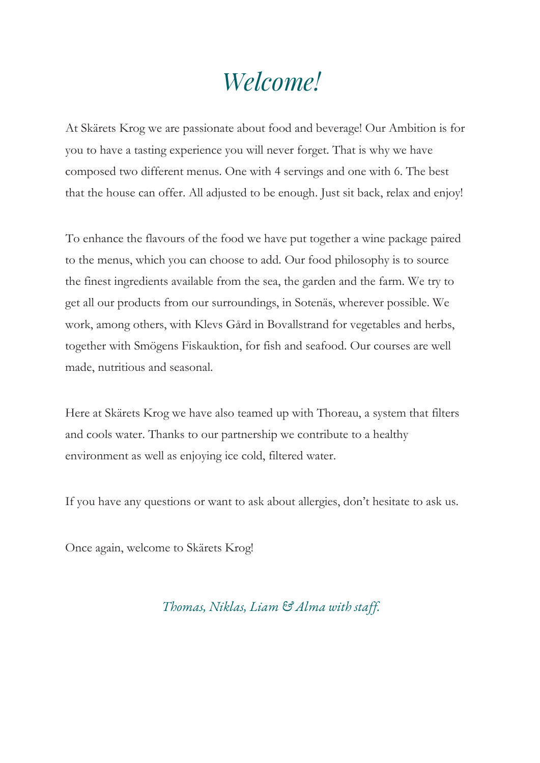# *Welcome!*

At Skärets Krog we are passionate about food and beverage! Our Ambition is for you to have a tasting experience you will never forget. That is why we have composed two different menus. One with 4 servings and one with 6. The best that the house can offer. All adjusted to be enough. Just sit back, relax and enjoy!

To enhance the flavours of the food we have put together a wine package paired to the menus, which you can choose to add. Our food philosophy is to source the finest ingredients available from the sea, the garden and the farm. We try to get all our products from our surroundings, in Sotenäs, wherever possible. We work, among others, with Klevs Gård in Bovallstrand for vegetables and herbs, together with Smögens Fiskauktion, for fish and seafood. Our courses are well made, nutritious and seasonal.

Here at Skärets Krog we have also teamed up with Thoreau, a system that filters and cools water. Thanks to our partnership we contribute to a healthy environment as well as enjoying ice cold, filtered water.

If you have any questions or want to ask about allergies, don't hesitate to ask us.

Once again, welcome to Skärets Krog!

*Thomas, Niklas, Liam & Alma with staff.*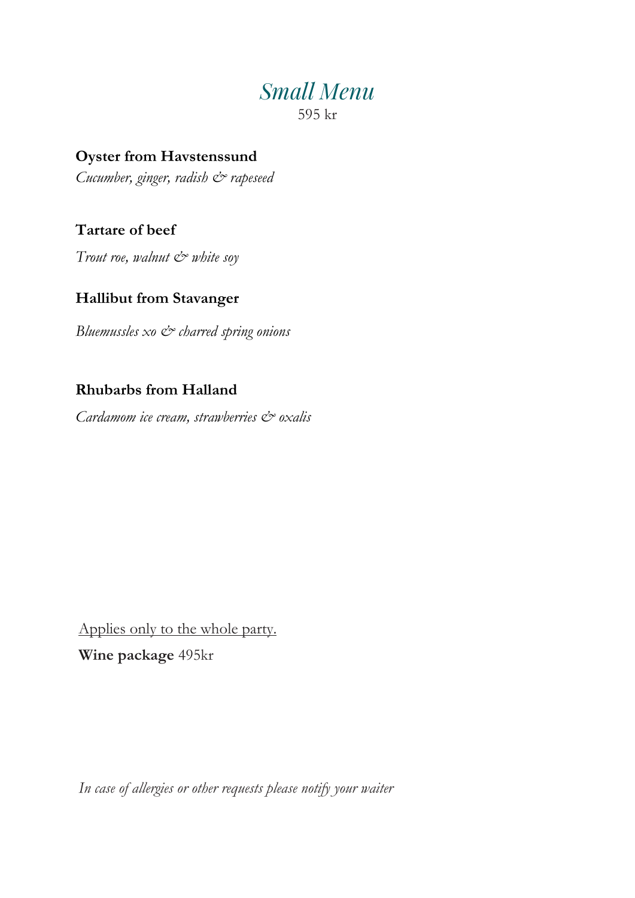# *Small Menu*

595 kr

**Oyster from Havstenssund**

*Cucumber, ginger, radish & rapeseed*

**Tartare of beef**

*Trout roe, walnut & white soy*

**Hallibut from Stavanger**

*Bluemussles xo & charred spring onions*

**Rhubarbs from Halland**

*Cardamom ice cream, strawberries & oxalis*

<u>Applies only to the whole party.</u>

**Wine package** 495kr

*In case of allergies or other requests please notify your waiter*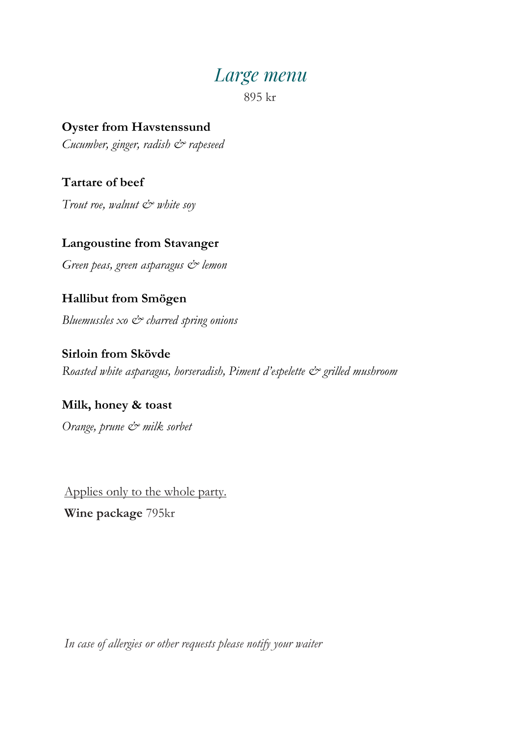# *Large menu*

895 kr

**Oyster from Havstenssund**
*Cucumber, ginger, radish & rapeseed*

**Tartare of beef**
*Trout roe, walnut & white soy*

**Langoustine from Stavanger**
*Green peas, green asparagus & lemon*

**Hallibut from Smögen**
*Bluemussles xo & charred spring onions*

**Sirloin from Skövde**
*Roasted white asparagus, horseradish, Piment d'espelette & grilled mushroom*

**Milk, honey & toast**
*Orange, prune & milk sorbet*

<u>Applies only to the whole party.</u>

**Wine package** 795kr

*In case of allergies or other requests please notify your waiter*